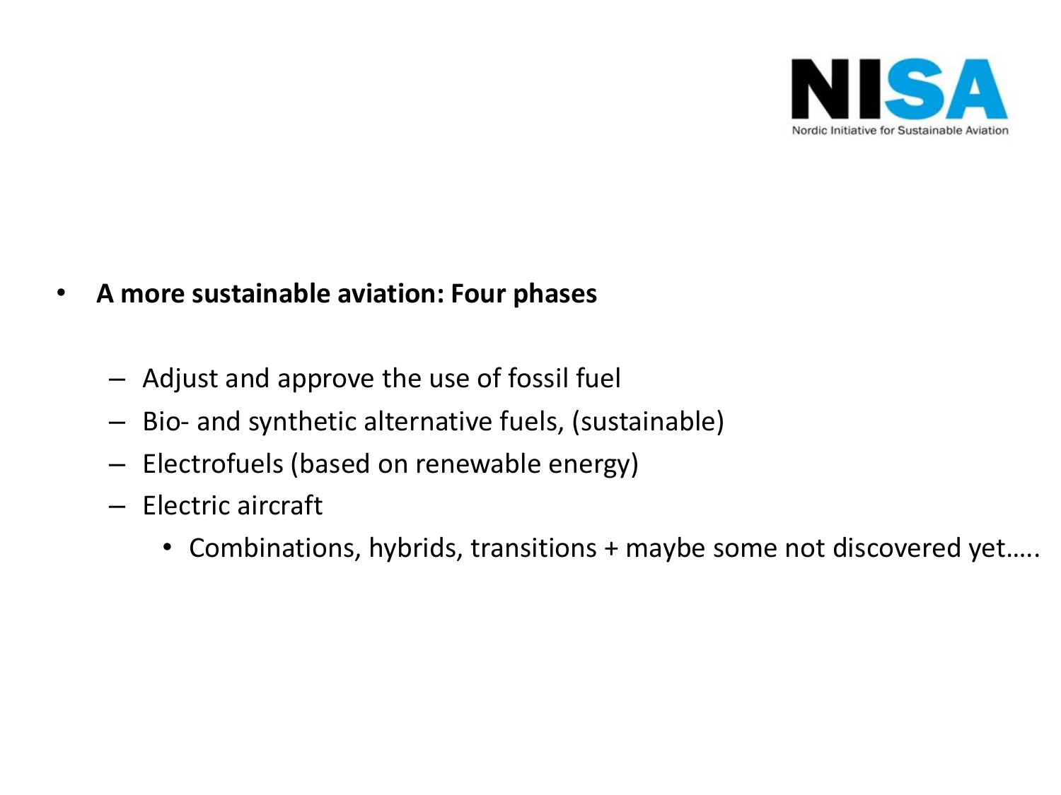NISA

Nordic Initiative for Sustainable Aviation

- **A more sustainable aviation: Four phases**
  - Adjust and approve the use of fossil fuel
  - Bio- and synthetic alternative fuels, (sustainable)
  - Electrofuels (based on renewable energy)
  - Electric aircraft
    - Combinations, hybrids, transitions + maybe some not discovered yet…..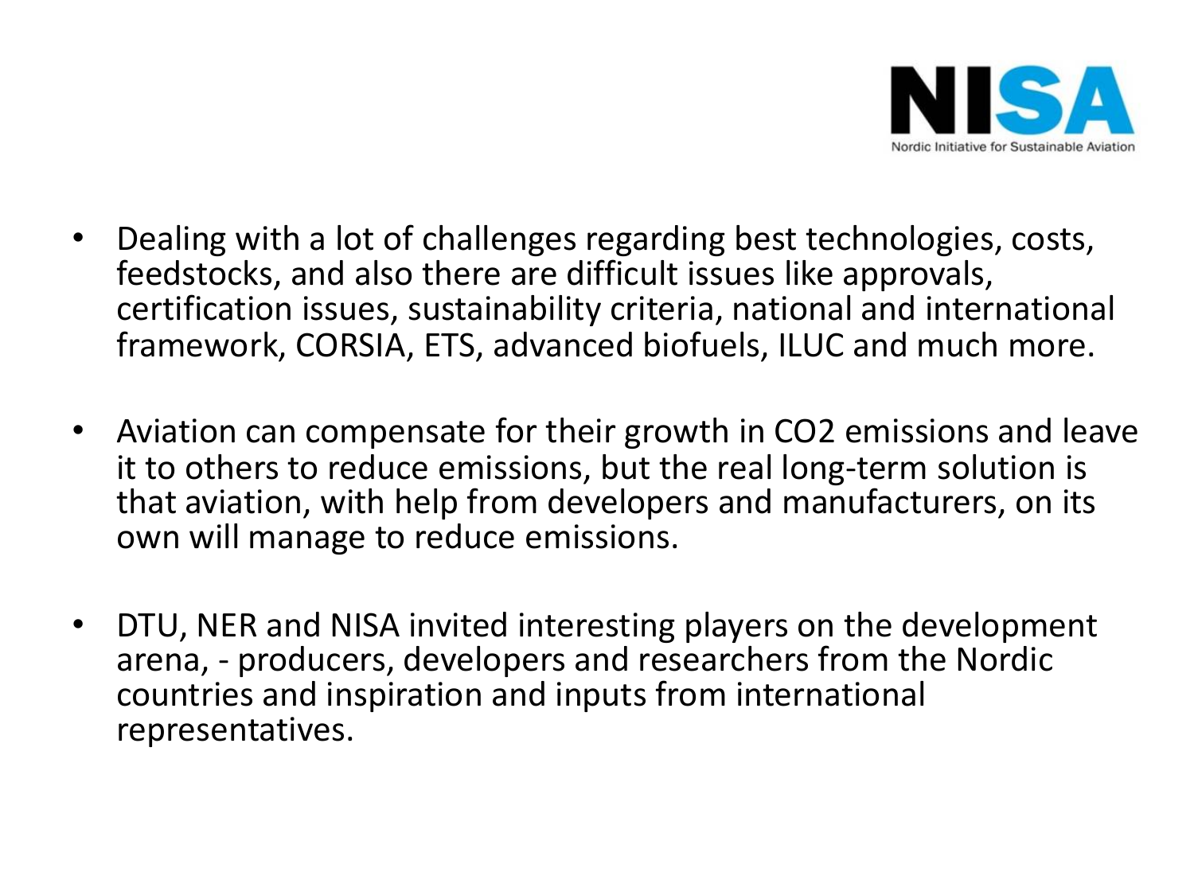NISA

Nordic Initiative for Sustainable Aviation

- Dealing with a lot of challenges regarding best technologies, costs, feedstocks, and also there are difficult issues like approvals, certification issues, sustainability criteria, national and international framework, CORSIA, ETS, advanced biofuels, ILUC and much more.

- Aviation can compensate for their growth in $CO_2$ emissions and leave it to others to reduce emissions, but the real long-term solution is that aviation, with help from developers and manufacturers, on its own will manage to reduce emissions.

- DTU, NER and NISA invited interesting players on the development arena, - producers, developers and researchers from the Nordic countries and inspiration and inputs from international representatives.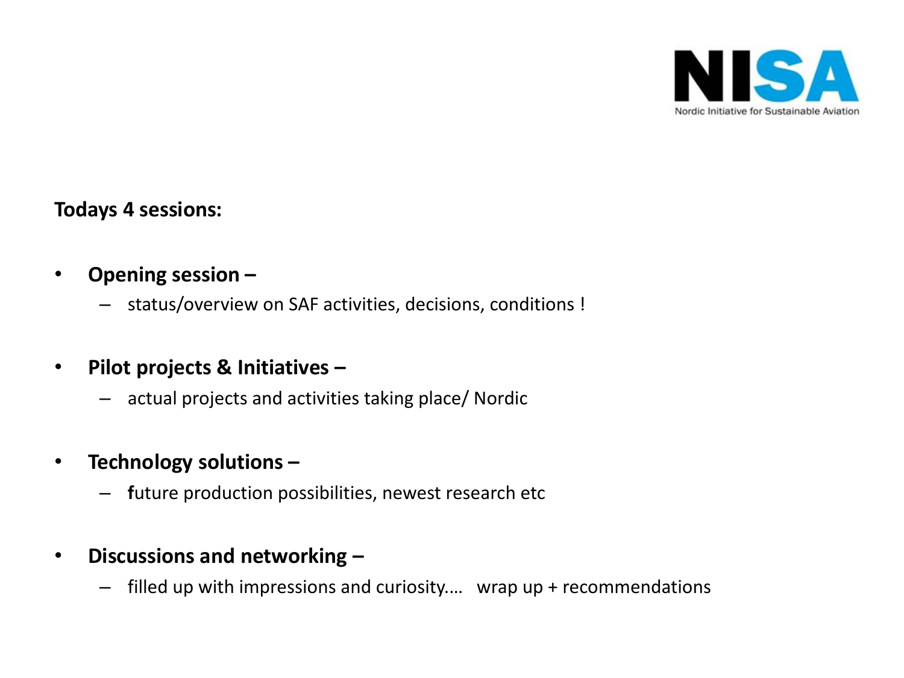**Todays 4 sessions:**

- **Opening session –**
  - status/overview on SAF activities, decisions, conditions !
- **Pilot projects & Initiatives –**
  - actual projects and activities taking place/ Nordic
- **Technology solutions –**
  - **f**uture production possibilities, newest research etc
- **Discussions and networking –**
  - filled up with impressions and curiosity.... wrap up + recommendations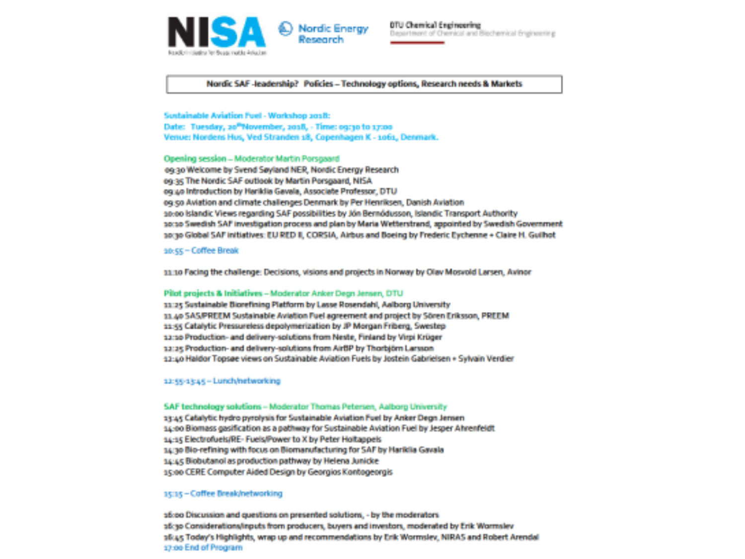NISA

Nordic Initiative for Sustainable Aviation

Nordic Energy Research

DTU Chemical Engineering

Department of Chemical and Biochemical Engineering

**Nordic SAF -leadership? Policies – Technology options, Research needs & Markets**

**Sustainable Aviation Fuel - Workshop 2018:**
**Date: Tuesday, 20th November, 2018, - Time: 09:30 to 17:00**
**Venue: Nordens Hus, Ved Stranden 18, Copenhagen K - 1061, Denmark.**

**Opening session – Moderator Martin Porsgaard**

09:30 Welcome by Svend Søyland NER, Nordic Energy Research
09:35 The Nordic SAF outlook by Martin Porsgaard, NISA
09:40 Introduction by Hariklia Gavala, Associate Professor, DTU
09:50 Aviation and climate challenges Denmark by Per Henriksen, Danish Aviation
10:00 Islandic Views regarding SAF possibilities by Jón Bernódusson, Islandic Transport Authority
10:10 Swedish SAF investigation process and plan by Maria Wetterstrand, appointed by Swedish Government
10:30 Global SAF initiatives: EU RED II, CORSIA, Airbus and Boeing by Frederic Eychenne + Claire H. Guilhot

10:55 – Coffee Break

11:10 Facing the challenge: Decisions, visions and projects in Norway by Olav Mosvold Larsen, Avinor

**Pilot projects & Initiatives – Moderator Anker Degn Jensen, DTU**

11:25 Sustainable Biorefining Platform by Lasse Rosendahl, Aalborg University
11.40 SAS/PREEM Sustainable Aviation Fuel agreement and project by Sören Eriksson, PREEM
11:55 Catalytic Pressureless depolymerization by JP Morgan Friberg, Swestep
12:10 Production- and delivery-solutions from Neste, Finland by Virpi Krüger
12:25 Production- and delivery-solutions from AirBP by Thorbjörn Larsson
12:40 Haldor Topsøe views on Sustainable Aviation Fuels by Jostein Gabrielsen + Sylvain Verdier

12:55-13:45 – Lunch/networking

**SAF technology solutions – Moderator Thomas Petersen, Aalborg University**

13:45 Catalytic hydro pyrolysis for Sustainable Aviation Fuel by Anker Degn Jensen
14:00 Biomass gasification as a pathway for Sustainable Aviation Fuel by Jesper Ahrenfeldt
14:15 Electrofuels/RE- Fuels/Power to X by Peter Holtappels
14:30 Bio-refining with focus on Biomanufacturing for SAF by Hariklia Gavala
14:45 Biobutanol as production pathway by Helena Junicke
15:00 CERE Computer Aided Design by Georgios Kontogeorgis

15:15 – Coffee Break/networking

16:00 Discussion and questions on presented solutions, - by the moderators
16:30 Considerations/inputs from producers, buyers and investors, moderated by Erik Wormslev
16:45 Today's Highlights, wrap up and recommendations by Erik Wormslev, NIRAS and Robert Arendal
17:00 End of Program